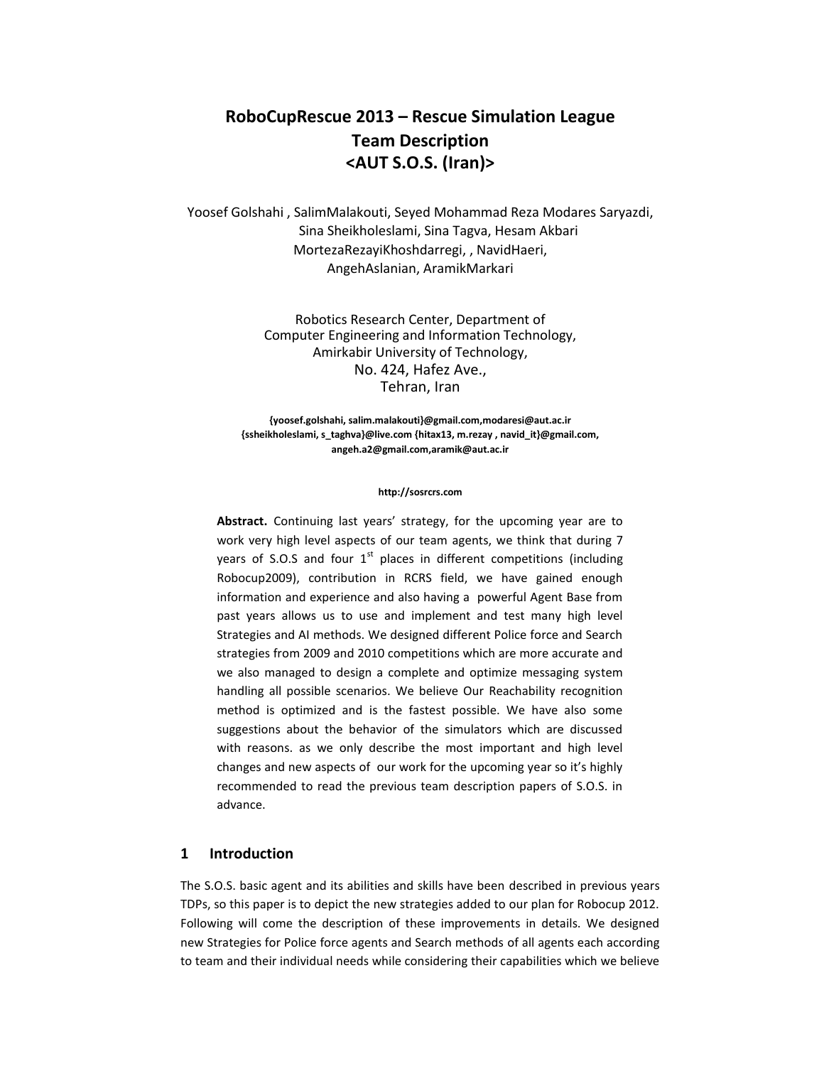# RoboCupRescue 2013 – Rescue Simulation League Team Description <AUT S.O.S. (Iran)>

Yoosef Golshahi , SalimMalakouti, Seyed Mohammad Reza Modares Saryazdi, Sina Sheikholeslami, Sina Tagva, Hesam Akbari MortezaRezayiKhoshdarregi, , NavidHaeri, AngehAslanian, AramikMarkari

Robotics Research Center, Department of Computer Engineering and Information Technology, Amirkabir University of Technology, No. 424, Hafez Ave., Tehran, Iran

**{yoosef.golshahi, salim.malakouti}@gmail.com,modaresi@aut.ac.ir {ssheikholeslami, s_taghva}@live.com {hitax13, m.rezay , navid_it}@gmail.com, angeh.a2@gmail.com,aramik@aut.ac.ir**

**http://sosrcrs.com**

**Abstract.** Continuing last years' strategy, for the upcoming year are to work very high level aspects of our team agents, we think that during 7 years of S.O.S and four 1st places in different competitions (including Robocup2009), contribution in RCRS field, we have gained enough information and experience and also having a powerful Agent Base from past years allows us to use and implement and test many high level Strategies and AI methods. We designed different Police force and Search strategies from 2009 and 2010 competitions which are more accurate and we also managed to design a complete and optimize messaging system handling all possible scenarios. We believe Our Reachability recognition method is optimized and is the fastest possible. We have also some suggestions about the behavior of the simulators which are discussed with reasons. as we only describe the most important and high level changes and new aspects of our work for the upcoming year so it's highly recommended to read the previous team description papers of S.O.S. in advance.

## 1 Introduction

The S.O.S. basic agent and its abilities and skills have been described in previous years TDPs, so this paper is to depict the new strategies added to our plan for Robocup 2012. Following will come the description of these improvements in details. We designed new Strategies for Police force agents and Search methods of all agents each according to team and their individual needs while considering their capabilities which we believe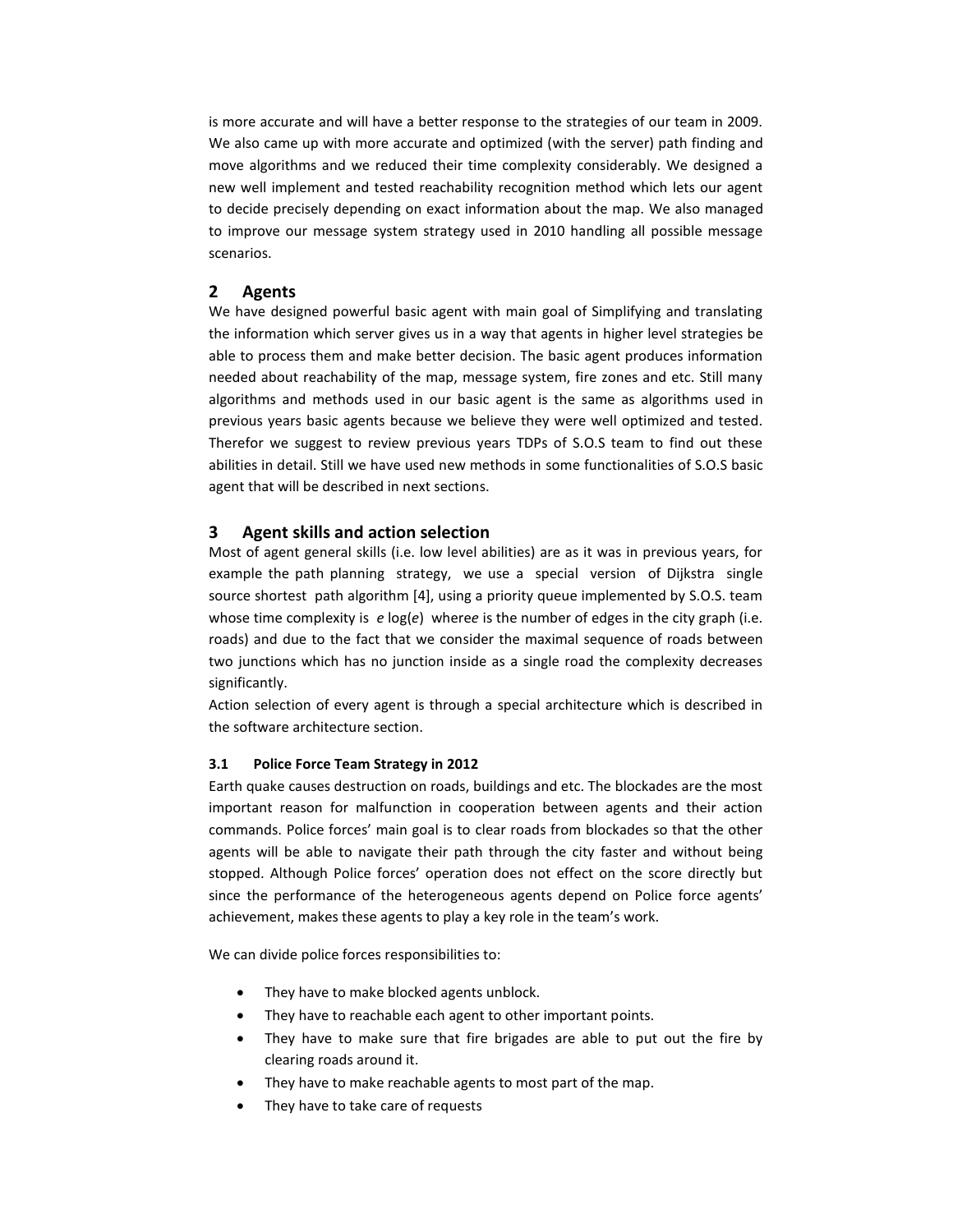is more accurate and will have a better response to the strategies of our team in 2009. We also came up with more accurate and optimized (with the server) path finding and move algorithms and we reduced their time complexity considerably. We designed a new well implement and tested reachability recognition method which lets our agent to decide precisely depending on exact information about the map. We also managed to improve our message system strategy used in 2010 handling all possible message scenarios.

## 2 Agents

We have designed powerful basic agent with main goal of Simplifying and translating the information which server gives us in a way that agents in higher level strategies be able to process them and make better decision. The basic agent produces information needed about reachability of the map, message system, fire zones and etc. Still many algorithms and methods used in our basic agent is the same as algorithms used in previous years basic agents because we believe they were well optimized and tested. Therefor we suggest to review previous years TDPs of S.O.S team to find out these abilities in detail. Still we have used new methods in some functionalities of S.O.S basic agent that will be described in next sections.

## 3 Agent skills and action selection

Most of agent general skills (i.e. low level abilities) are as it was in previous years, for example the path planning strategy, we use a special version of Dijkstra single source shortest path algorithm [4], using a priority queue implemented by S.O.S. team whose time complexity is $e \log(e)$ where $e$ is the number of edges in the city graph (i.e. roads) and due to the fact that we consider the maximal sequence of roads between two junctions which has no junction inside as a single road the complexity decreases significantly.

Action selection of every agent is through a special architecture which is described in the software architecture section.

### 3.1 Police Force Team Strategy in 2012

Earth quake causes destruction on roads, buildings and etc. The blockades are the most important reason for malfunction in cooperation between agents and their action commands. Police forces' main goal is to clear roads from blockades so that the other agents will be able to navigate their path through the city faster and without being stopped. Although Police forces' operation does not effect on the score directly but since the performance of the heterogeneous agents depend on Police force agents' achievement, makes these agents to play a key role in the team's work.

We can divide police forces responsibilities to:

- They have to make blocked agents unblock.
- They have to reachable each agent to other important points.
- They have to make sure that fire brigades are able to put out the fire by clearing roads around it.
- They have to make reachable agents to most part of the map.
- They have to take care of requests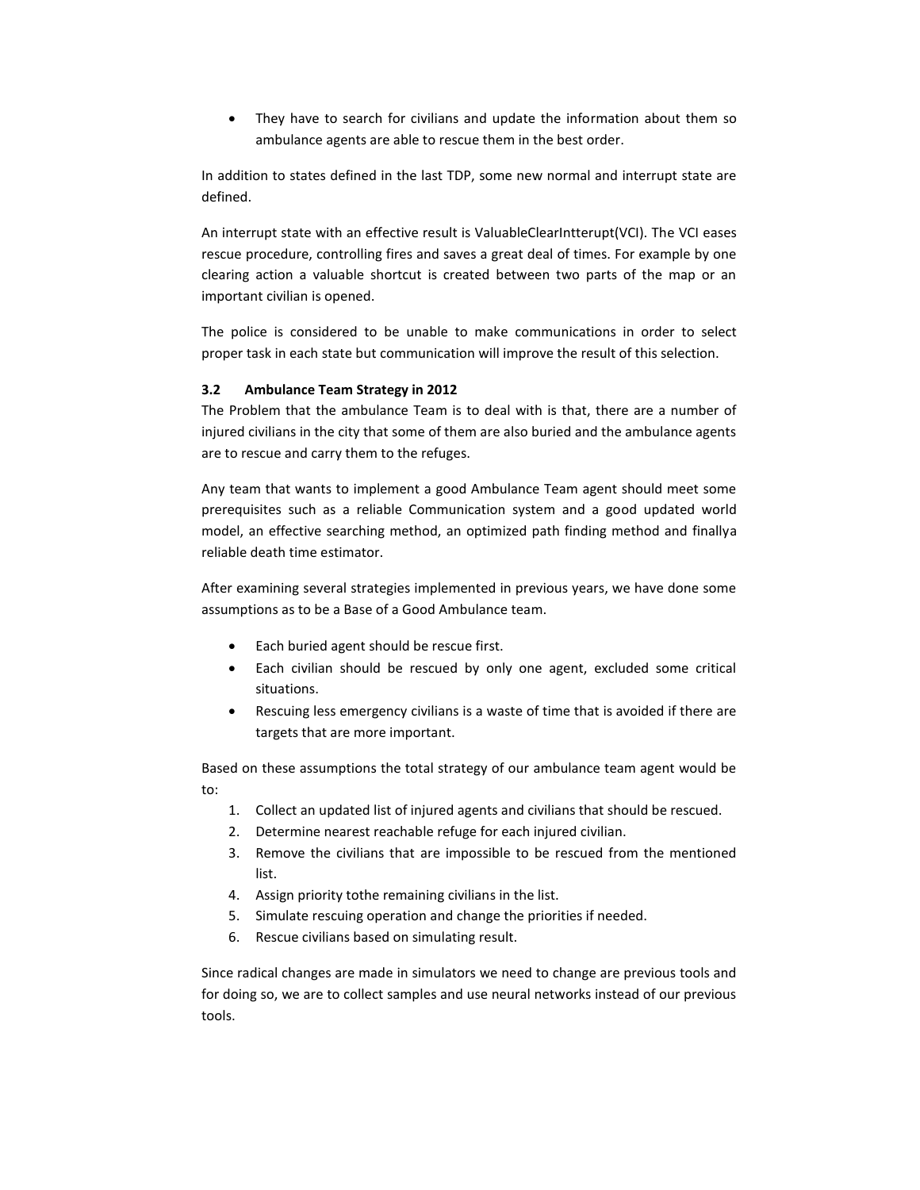- They have to search for civilians and update the information about them so ambulance agents are able to rescue them in the best order.

In addition to states defined in the last TDP, some new normal and interrupt state are defined.

An interrupt state with an effective result is ValuableClearIntterupt(VCI). The VCI eases rescue procedure, controlling fires and saves a great deal of times. For example by one clearing action a valuable shortcut is created between two parts of the map or an important civilian is opened.

The police is considered to be unable to make communications in order to select proper task in each state but communication will improve the result of this selection.

### 3.2 Ambulance Team Strategy in 2012

The Problem that the ambulance Team is to deal with is that, there are a number of injured civilians in the city that some of them are also buried and the ambulance agents are to rescue and carry them to the refuges.

Any team that wants to implement a good Ambulance Team agent should meet some prerequisites such as a reliable Communication system and a good updated world model, an effective searching method, an optimized path finding method and finallya reliable death time estimator.

After examining several strategies implemented in previous years, we have done some assumptions as to be a Base of a Good Ambulance team.

- Each buried agent should be rescue first.
- Each civilian should be rescued by only one agent, excluded some critical situations.
- Rescuing less emergency civilians is a waste of time that is avoided if there are targets that are more important.

Based on these assumptions the total strategy of our ambulance team agent would be to:

1. Collect an updated list of injured agents and civilians that should be rescued.
2. Determine nearest reachable refuge for each injured civilian.
3. Remove the civilians that are impossible to be rescued from the mentioned list.
4. Assign priority tothe remaining civilians in the list.
5. Simulate rescuing operation and change the priorities if needed.
6. Rescue civilians based on simulating result.

Since radical changes are made in simulators we need to change are previous tools and for doing so, we are to collect samples and use neural networks instead of our previous tools.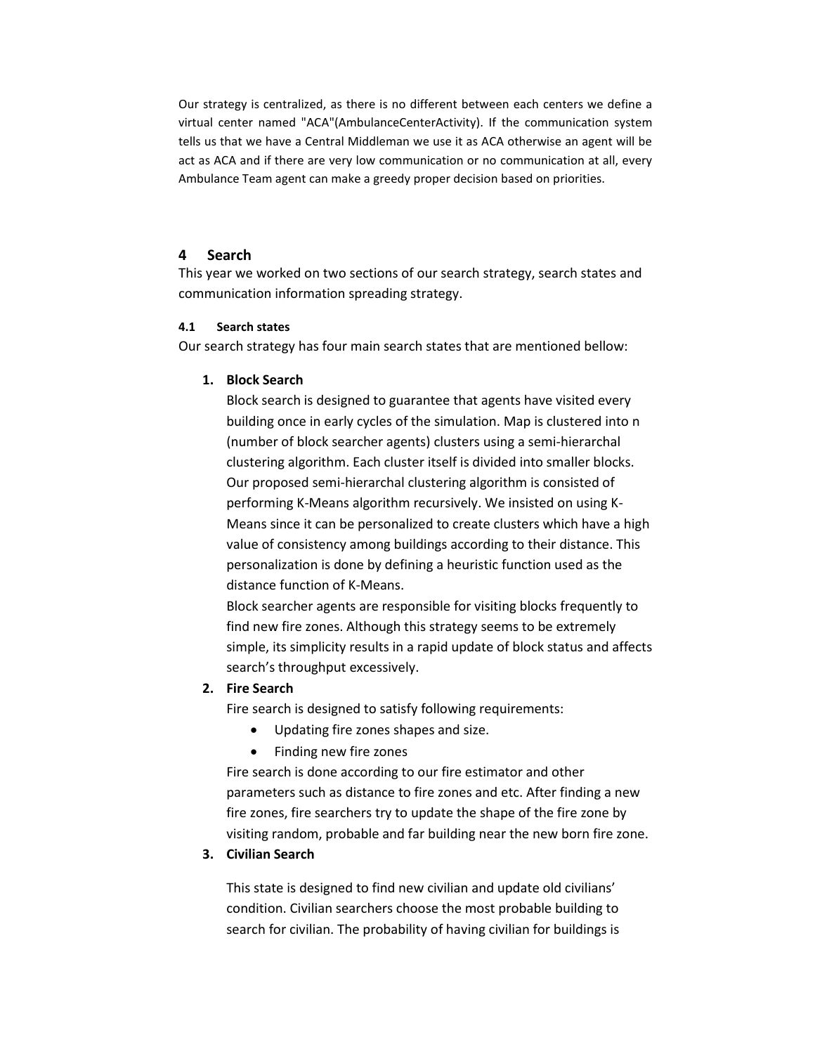Our strategy is centralized, as there is no different between each centers we define a virtual center named "ACA"(AmbulanceCenterActivity). If the communication system tells us that we have a Central Middleman we use it as ACA otherwise an agent will be act as ACA and if there are very low communication or no communication at all, every Ambulance Team agent can make a greedy proper decision based on priorities.

## 4 Search

This year we worked on two sections of our search strategy, search states and communication information spreading strategy.

### 4.1 Search states

Our search strategy has four main search states that are mentioned bellow:

1. **Block Search**

   Block search is designed to guarantee that agents have visited every building once in early cycles of the simulation. Map is clustered into n (number of block searcher agents) clusters using a semi-hierarchal clustering algorithm. Each cluster itself is divided into smaller blocks. Our proposed semi-hierarchal clustering algorithm is consisted of performing K-Means algorithm recursively. We insisted on using K-Means since it can be personalized to create clusters which have a high value of consistency among buildings according to their distance. This personalization is done by defining a heuristic function used as the distance function of K-Means.

   Block searcher agents are responsible for visiting blocks frequently to find new fire zones. Although this strategy seems to be extremely simple, its simplicity results in a rapid update of block status and affects search's throughput excessively.

2. **Fire Search**

   Fire search is designed to satisfy following requirements:

   - Updating fire zones shapes and size.
   - Finding new fire zones

   Fire search is done according to our fire estimator and other parameters such as distance to fire zones and etc. After finding a new fire zones, fire searchers try to update the shape of the fire zone by visiting random, probable and far building near the new born fire zone.

3. **Civilian Search**

   This state is designed to find new civilian and update old civilians' condition. Civilian searchers choose the most probable building to search for civilian. The probability of having civilian for buildings is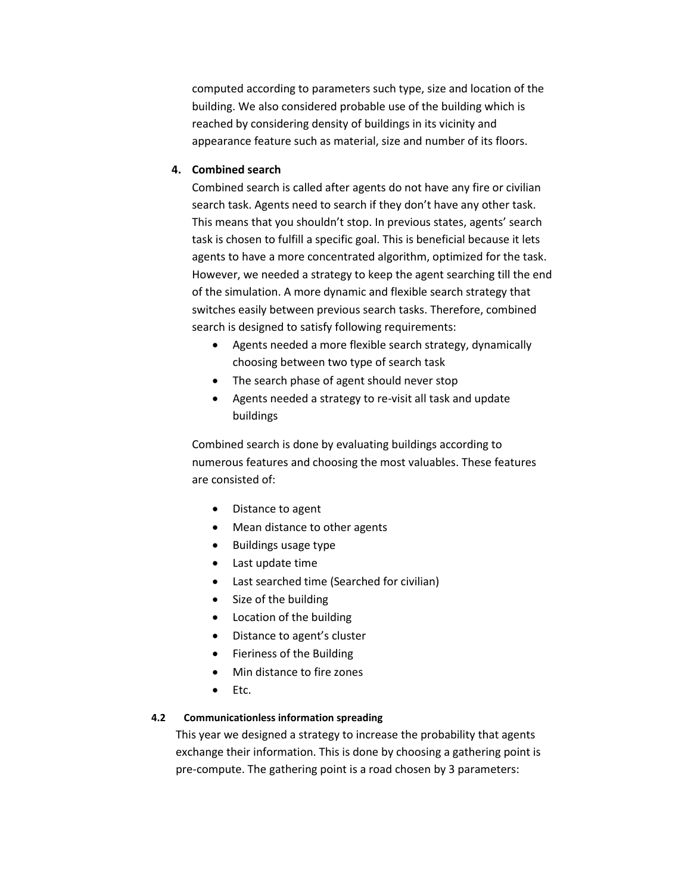computed according to parameters such type, size and location of the building. We also considered probable use of the building which is reached by considering density of buildings in its vicinity and appearance feature such as material, size and number of its floors.

4. **Combined search**

   Combined search is called after agents do not have any fire or civilian search task. Agents need to search if they don't have any other task. This means that you shouldn't stop. In previous states, agents' search task is chosen to fulfill a specific goal. This is beneficial because it lets agents to have a more concentrated algorithm, optimized for the task. However, we needed a strategy to keep the agent searching till the end of the simulation. A more dynamic and flexible search strategy that switches easily between previous search tasks. Therefore, combined search is designed to satisfy following requirements:

   - Agents needed a more flexible search strategy, dynamically choosing between two type of search task
   - The search phase of agent should never stop
   - Agents needed a strategy to re-visit all task and update buildings

   Combined search is done by evaluating buildings according to numerous features and choosing the most valuables. These features are consisted of:

   - Distance to agent
   - Mean distance to other agents
   - Buildings usage type
   - Last update time
   - Last searched time (Searched for civilian)
   - Size of the building
   - Location of the building
   - Distance to agent's cluster
   - Fieriness of the Building
   - Min distance to fire zones
   - Etc.

#### 4.2 Communicationless information spreading

This year we designed a strategy to increase the probability that agents exchange their information. This is done by choosing a gathering point is pre-compute. The gathering point is a road chosen by 3 parameters: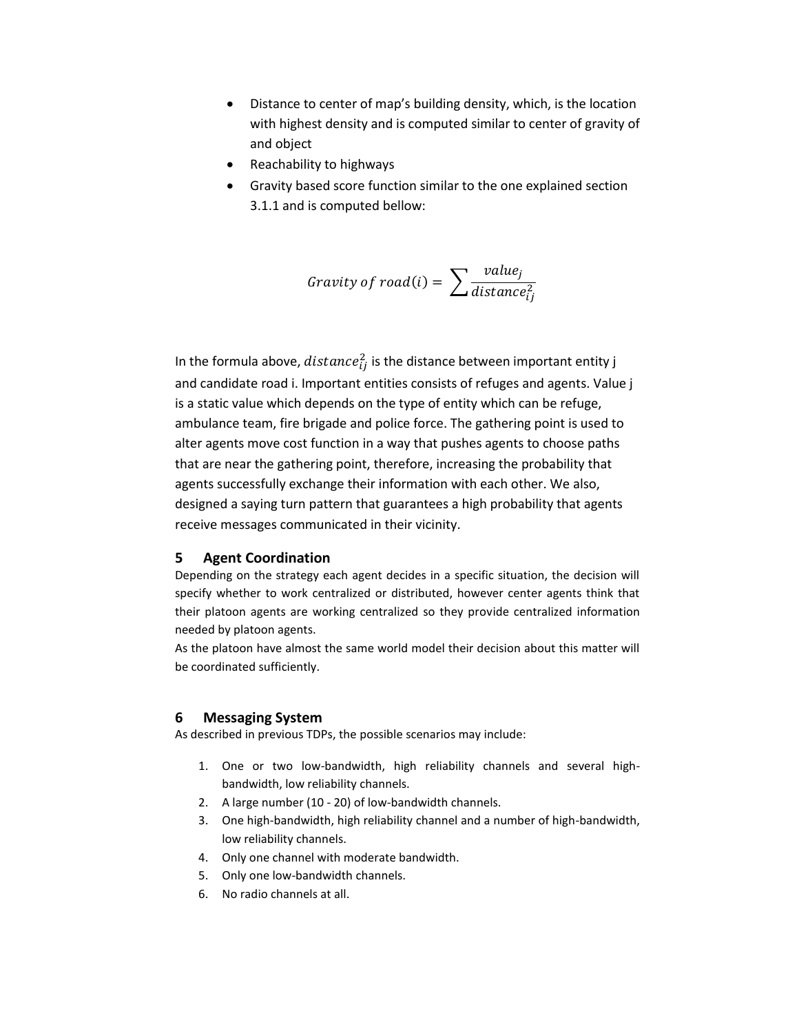- Distance to center of map's building density, which, is the location with highest density and is computed similar to center of gravity of and object
- Reachability to highways
- Gravity based score function similar to the one explained section 3.1.1 and is computed bellow:

$$Gravity\ of\ road(i) = \sum \frac{value_j}{distance_{ij}^2}$$

In the formula above, $distance_{ij}^2$ is the distance between important entity j and candidate road i. Important entities consists of refuges and agents. Value j is a static value which depends on the type of entity which can be refuge, ambulance team, fire brigade and police force. The gathering point is used to alter agents move cost function in a way that pushes agents to choose paths that are near the gathering point, therefore, increasing the probability that agents successfully exchange their information with each other. We also, designed a saying turn pattern that guarantees a high probability that agents receive messages communicated in their vicinity.

## 5 Agent Coordination

Depending on the strategy each agent decides in a specific situation, the decision will specify whether to work centralized or distributed, however center agents think that their platoon agents are working centralized so they provide centralized information needed by platoon agents.

As the platoon have almost the same world model their decision about this matter will be coordinated sufficiently.

## 6 Messaging System

As described in previous TDPs, the possible scenarios may include:

1. One or two low-bandwidth, high reliability channels and several high-bandwidth, low reliability channels.
2. A large number (10 - 20) of low-bandwidth channels.
3. One high-bandwidth, high reliability channel and a number of high-bandwidth, low reliability channels.
4. Only one channel with moderate bandwidth.
5. Only one low-bandwidth channels.
6. No radio channels at all.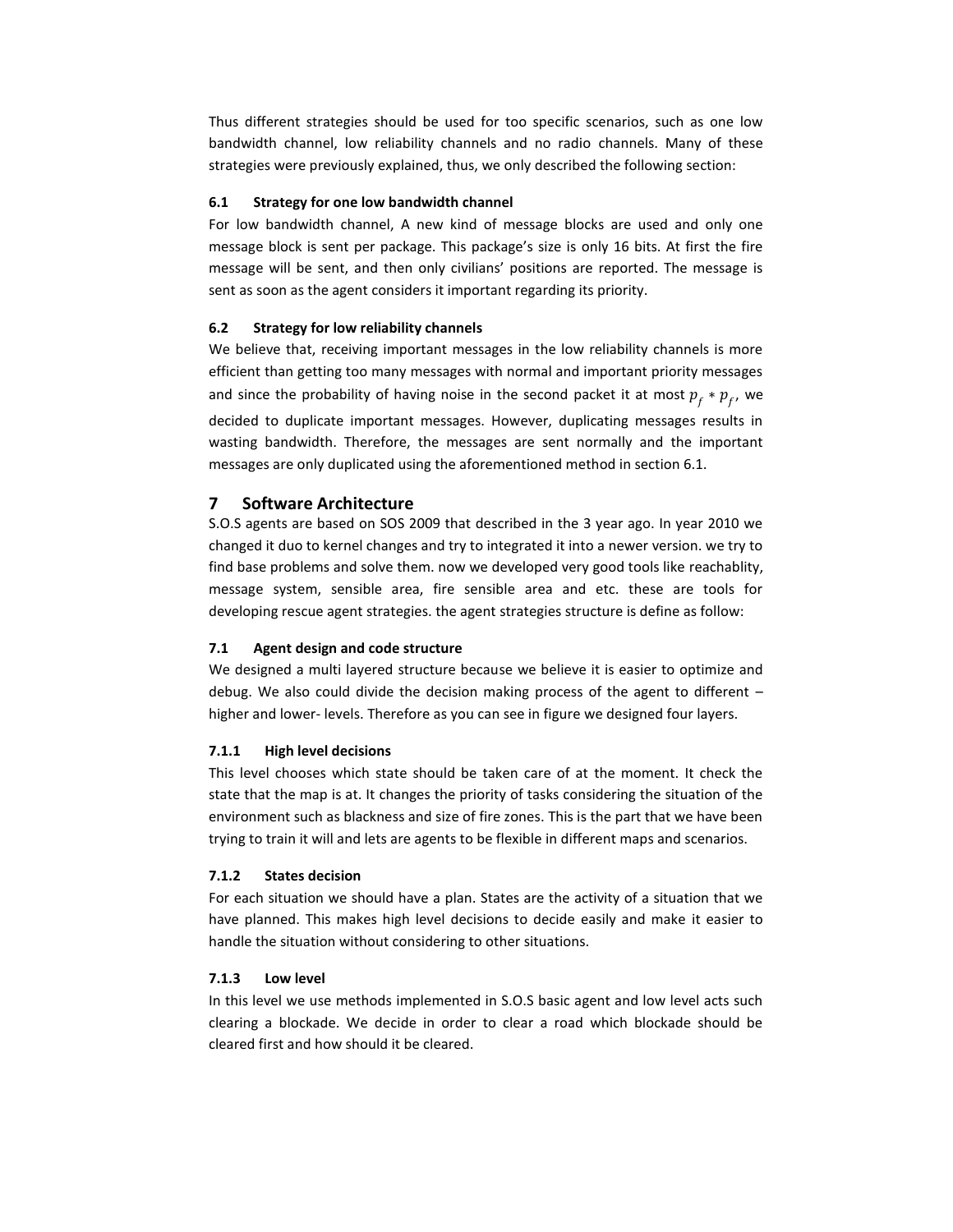Thus different strategies should be used for too specific scenarios, such as one low bandwidth channel, low reliability channels and no radio channels. Many of these strategies were previously explained, thus, we only described the following section:

### 6.1 Strategy for one low bandwidth channel

For low bandwidth channel, A new kind of message blocks are used and only one message block is sent per package. This package's size is only 16 bits. At first the fire message will be sent, and then only civilians' positions are reported. The message is sent as soon as the agent considers it important regarding its priority.

### 6.2 Strategy for low reliability channels

We believe that, receiving important messages in the low reliability channels is more efficient than getting too many messages with normal and important priority messages and since the probability of having noise in the second packet it at most $p_f * p_f$, we decided to duplicate important messages. However, duplicating messages results in wasting bandwidth. Therefore, the messages are sent normally and the important messages are only duplicated using the aforementioned method in section 6.1.

## 7 Software Architecture

S.O.S agents are based on SOS 2009 that described in the 3 year ago. In year 2010 we changed it duo to kernel changes and try to integrated it into a newer version. we try to find base problems and solve them. now we developed very good tools like reachablity, message system, sensible area, fire sensible area and etc. these are tools for developing rescue agent strategies. the agent strategies structure is define as follow:

### 7.1 Agent design and code structure

We designed a multi layered structure because we believe it is easier to optimize and debug. We also could divide the decision making process of the agent to different – higher and lower- levels. Therefore as you can see in figure we designed four layers.

#### 7.1.1 High level decisions

This level chooses which state should be taken care of at the moment. It check the state that the map is at. It changes the priority of tasks considering the situation of the environment such as blackness and size of fire zones. This is the part that we have been trying to train it will and lets are agents to be flexible in different maps and scenarios.

#### 7.1.2 States decision

For each situation we should have a plan. States are the activity of a situation that we have planned. This makes high level decisions to decide easily and make it easier to handle the situation without considering to other situations.

#### 7.1.3 Low level

In this level we use methods implemented in S.O.S basic agent and low level acts such clearing a blockade. We decide in order to clear a road which blockade should be cleared first and how should it be cleared.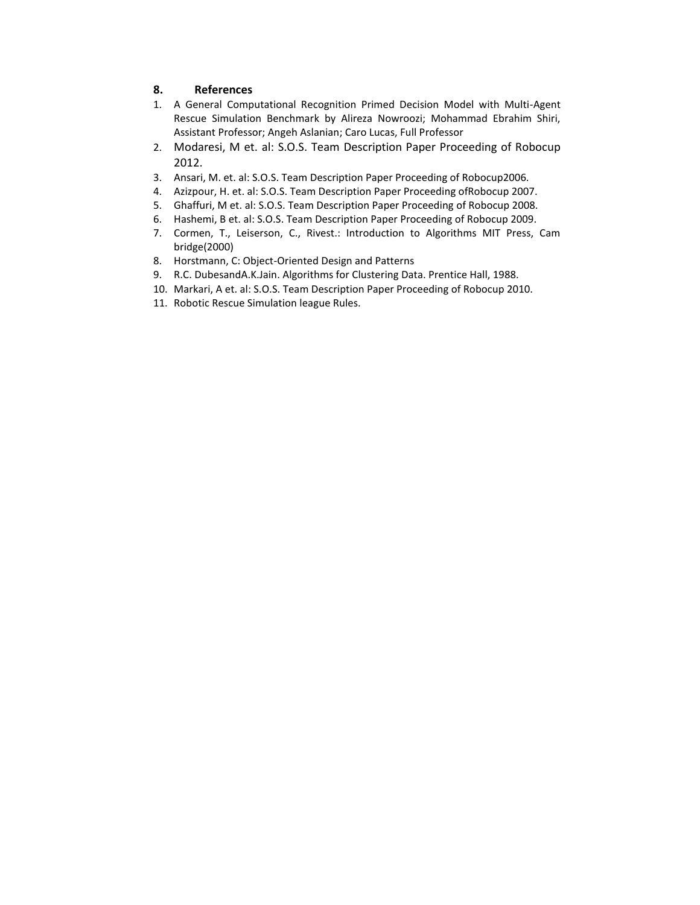## 8. References

1. A General Computational Recognition Primed Decision Model with Multi-Agent Rescue Simulation Benchmark by Alireza Nowroozi; Mohammad Ebrahim Shiri, Assistant Professor; Angeh Aslanian; Caro Lucas, Full Professor
2. Modaresi, M et. al: S.O.S. Team Description Paper Proceeding of Robocup 2012.
3. Ansari, M. et. al: S.O.S. Team Description Paper Proceeding of Robocup2006.
4. Azizpour, H. et. al: S.O.S. Team Description Paper Proceeding ofRobocup 2007.
5. Ghaffuri, M et. al: S.O.S. Team Description Paper Proceeding of Robocup 2008.
6. Hashemi, B et. al: S.O.S. Team Description Paper Proceeding of Robocup 2009.
7. Cormen, T., Leiserson, C., Rivest.: Introduction to Algorithms MIT Press, Cam bridge(2000)
8. Horstmann, C: Object-Oriented Design and Patterns
9. R.C. DubesandA.K.Jain. Algorithms for Clustering Data. Prentice Hall, 1988.
10. Markari, A et. al: S.O.S. Team Description Paper Proceeding of Robocup 2010.
11. Robotic Rescue Simulation league Rules.